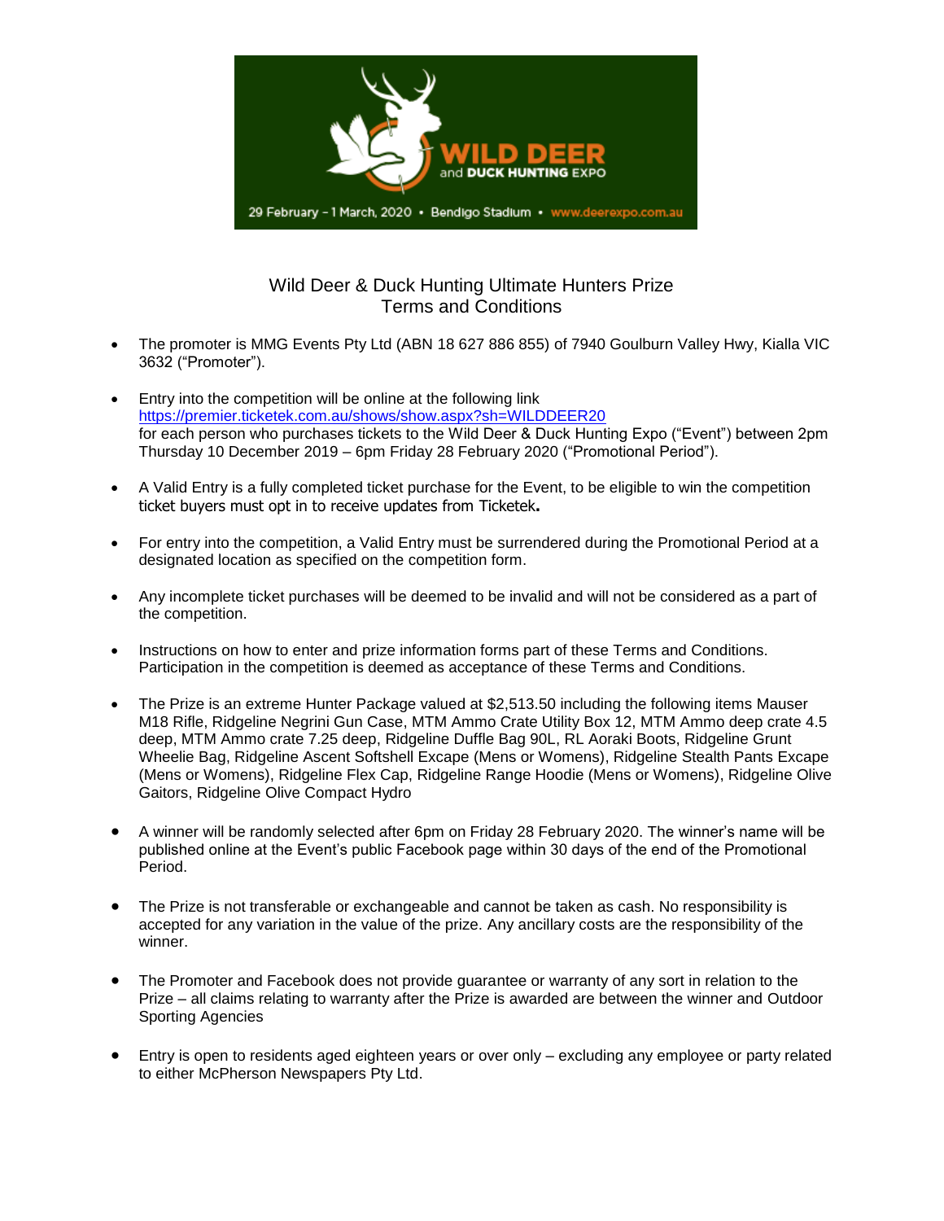# Wild Deer & Duck Hunting Ultimate Hunters Prize
## Terms and Conditions

- The promoter is MMG Events Pty Ltd (ABN 18 627 886 855) of 7940 Goulburn Valley Hwy, Kialla VIC 3632 ("Promoter").

- Entry into the competition will be online at the following link https://premier.ticketek.com.au/shows/show.aspx?sh=WILDDEER20 for each person who purchases tickets to the Wild Deer & Duck Hunting Expo ("Event") between 2pm Thursday 10 December 2019 – 6pm Friday 28 February 2020 ("Promotional Period").

- A Valid Entry is a fully completed ticket purchase for the Event, to be eligible to win the competition ticket buyers must opt in to receive updates from Ticketek**.**

- For entry into the competition, a Valid Entry must be surrendered during the Promotional Period at a designated location as specified on the competition form.

- Any incomplete ticket purchases will be deemed to be invalid and will not be considered as a part of the competition.

- Instructions on how to enter and prize information forms part of these Terms and Conditions. Participation in the competition is deemed as acceptance of these Terms and Conditions.

- The Prize is an extreme Hunter Package valued at $2,513.50 including the following items Mauser M18 Rifle, Ridgeline Negrini Gun Case, MTM Ammo Crate Utility Box 12, MTM Ammo deep crate 4.5 deep, MTM Ammo crate 7.25 deep, Ridgeline Duffle Bag 90L, RL Aoraki Boots, Ridgeline Grunt Wheelie Bag, Ridgeline Ascent Softshell Excape (Mens or Womens), Ridgeline Stealth Pants Excape (Mens or Womens), Ridgeline Flex Cap, Ridgeline Range Hoodie (Mens or Womens), Ridgeline Olive Gaitors, Ridgeline Olive Compact Hydro

- A winner will be randomly selected after 6pm on Friday 28 February 2020. The winner's name will be published online at the Event's public Facebook page within 30 days of the end of the Promotional Period.

- The Prize is not transferable or exchangeable and cannot be taken as cash. No responsibility is accepted for any variation in the value of the prize. Any ancillary costs are the responsibility of the winner.

- The Promoter and Facebook does not provide guarantee or warranty of any sort in relation to the Prize – all claims relating to warranty after the Prize is awarded are between the winner and Outdoor Sporting Agencies

- Entry is open to residents aged eighteen years or over only – excluding any employee or party related to either McPherson Newspapers Pty Ltd.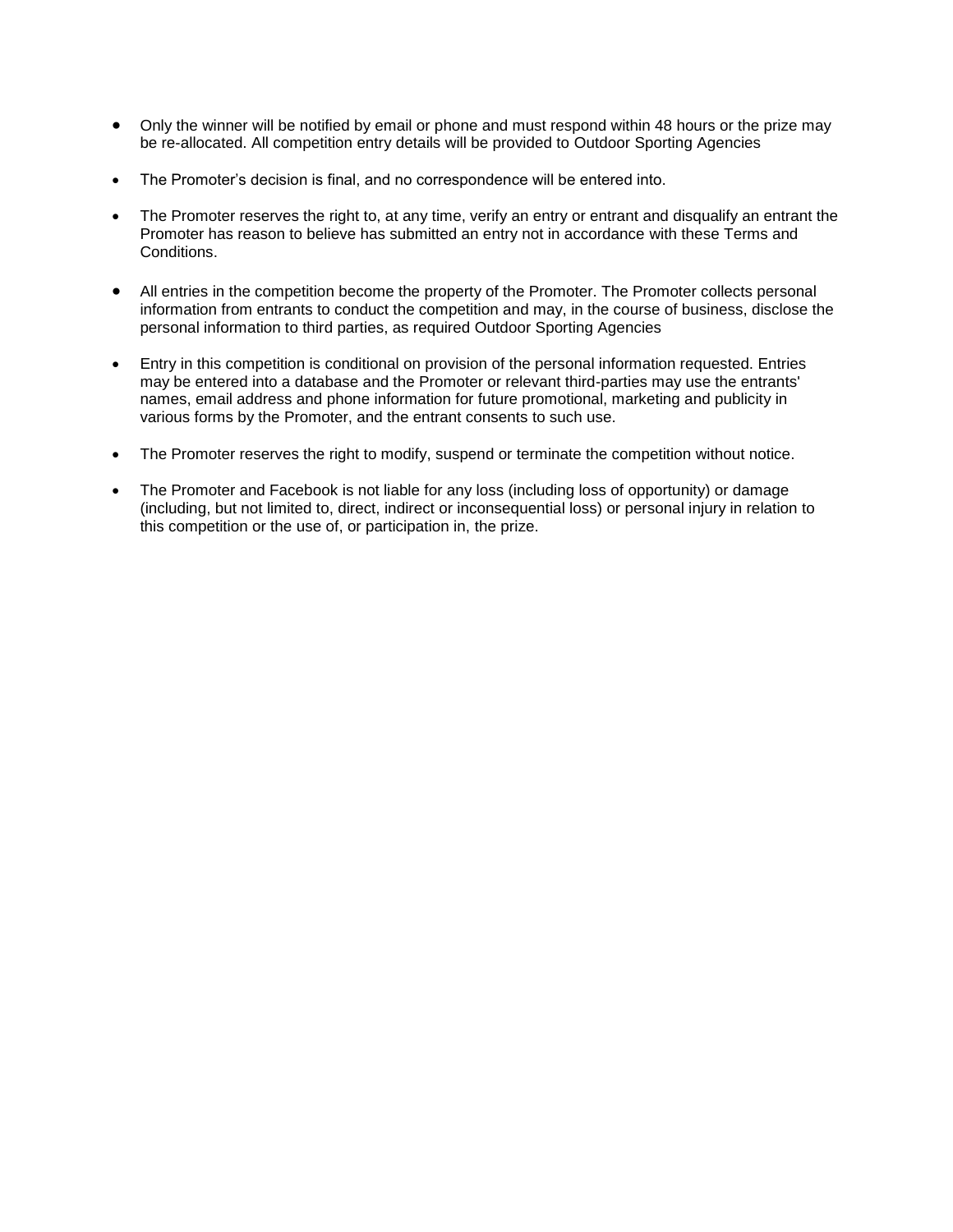- Only the winner will be notified by email or phone and must respond within 48 hours or the prize may be re-allocated. All competition entry details will be provided to Outdoor Sporting Agencies
- The Promoter's decision is final, and no correspondence will be entered into.
- The Promoter reserves the right to, at any time, verify an entry or entrant and disqualify an entrant the Promoter has reason to believe has submitted an entry not in accordance with these Terms and Conditions.
- All entries in the competition become the property of the Promoter. The Promoter collects personal information from entrants to conduct the competition and may, in the course of business, disclose the personal information to third parties, as required Outdoor Sporting Agencies
- Entry in this competition is conditional on provision of the personal information requested. Entries may be entered into a database and the Promoter or relevant third-parties may use the entrants' names, email address and phone information for future promotional, marketing and publicity in various forms by the Promoter, and the entrant consents to such use.
- The Promoter reserves the right to modify, suspend or terminate the competition without notice.
- The Promoter and Facebook is not liable for any loss (including loss of opportunity) or damage (including, but not limited to, direct, indirect or inconsequential loss) or personal injury in relation to this competition or the use of, or participation in, the prize.